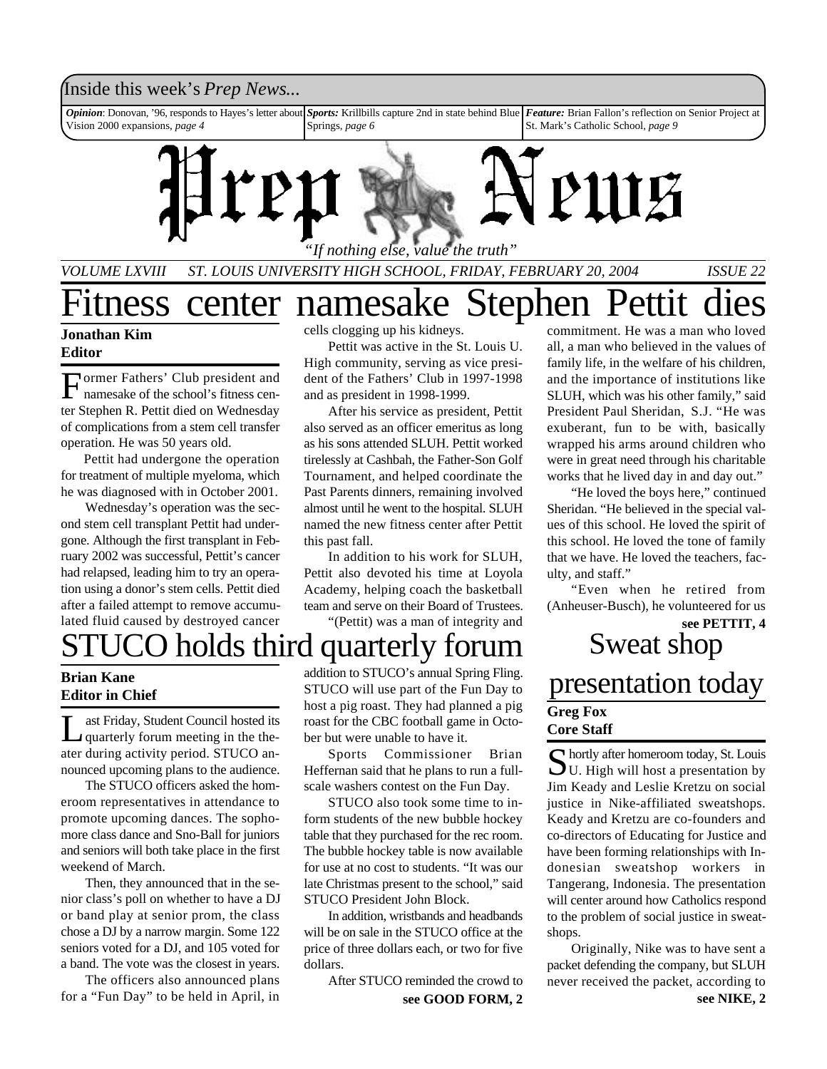Inside this week's *Prep News...*

***Opinion***: Donovan, '96, responds to Hayes's letter about Vision 2000 expansions, *page 4*

***Sports:*** Krillbills capture 2nd in state behind Blue Springs, *page 6*

***Feature:*** Brian Fallon's reflection on Senior Project at St. Mark's Catholic School, *page 9*

# Prep News

*"If nothing else, value the truth"*

*VOLUME LXVIII ST. LOUIS UNIVERSITY HIGH SCHOOL, FRIDAY, FEBRUARY 20, 2004 ISSUE 22*

# Fitness center namesake Stephen Pettit dies

**Jonathan Kim**
**Editor**

Former Fathers' Club president and namesake of the school's fitness center Stephen R. Pettit died on Wednesday of complications from a stem cell transfer operation. He was 50 years old.

Pettit had undergone the operation for treatment of multiple myeloma, which he was diagnosed with in October 2001.

Wednesday's operation was the second stem cell transplant Pettit had undergone. Although the first transplant in February 2002 was successful, Pettit's cancer had relapsed, leading him to try an operation using a donor's stem cells. Pettit died after a failed attempt to remove accumulated fluid caused by destroyed cancer cells clogging up his kidneys.

Pettit was active in the St. Louis U. High community, serving as vice president of the Fathers' Club in 1997-1998 and as president in 1998-1999.

After his service as president, Pettit also served as an officer emeritus as long as his sons attended SLUH. Pettit worked tirelessly at Cashbah, the Father-Son Golf Tournament, and helped coordinate the Past Parents dinners, remaining involved almost until he went to the hospital. SLUH named the new fitness center after Pettit this past fall.

In addition to his work for SLUH, Pettit also devoted his time at Loyola Academy, helping coach the basketball team and serve on their Board of Trustees.

"(Pettit) was a man of integrity and commitment. He was a man who loved all, a man who believed in the values of family life, in the welfare of his children, and the importance of institutions like SLUH, which was his other family," said President Paul Sheridan, S.J. "He was exuberant, fun to be with, basically wrapped his arms around children who were in great need through his charitable works that he lived day in and day out."

"He loved the boys here," continued Sheridan. "He believed in the special values of this school. He loved the spirit of this school. He loved the tone of family that we have. He loved the teachers, faculty, and staff."

"Even when he retired from (Anheuser-Busch), he volunteered for us

**see PETTIT, 4**

# STUCO holds third quarterly forum

**Brian Kane**
**Editor in Chief**

Last Friday, Student Council hosted its quarterly forum meeting in the theater during activity period. STUCO announced upcoming plans to the audience.

The STUCO officers asked the homeroom representatives in attendance to promote upcoming dances. The sophomore class dance and Sno-Ball for juniors and seniors will both take place in the first weekend of March.

Then, they announced that in the senior class's poll on whether to have a DJ or band play at senior prom, the class chose a DJ by a narrow margin. Some 122 seniors voted for a DJ, and 105 voted for a band. The vote was the closest in years.

The officers also announced plans for a "Fun Day" to be held in April, in addition to STUCO's annual Spring Fling. STUCO will use part of the Fun Day to host a pig roast. They had planned a pig roast for the CBC football game in October but were unable to have it.

Sports Commissioner Brian Heffernan said that he plans to run a full-scale washers contest on the Fun Day.

STUCO also took some time to inform students of the new bubble hockey table that they purchased for the rec room. The bubble hockey table is now available for use at no cost to students. "It was our late Christmas present to the school," said STUCO President John Block.

In addition, wristbands and headbands will be on sale in the STUCO office at the price of three dollars each, or two for five dollars.

After STUCO reminded the crowd to

**see GOOD FORM, 2**

# Sweat shop presentation today

**Greg Fox**
**Core Staff**

Shortly after homeroom today, St. Louis U. High will host a presentation by Jim Keady and Leslie Kretzu on social justice in Nike-affiliated sweatshops. Keady and Kretzu are co-founders and co-directors of Educating for Justice and have been forming relationships with Indonesian sweatshop workers in Tangerang, Indonesia. The presentation will center around how Catholics respond to the problem of social justice in sweatshops.

Originally, Nike was to have sent a packet defending the company, but SLUH never received the packet, according to

**see NIKE, 2**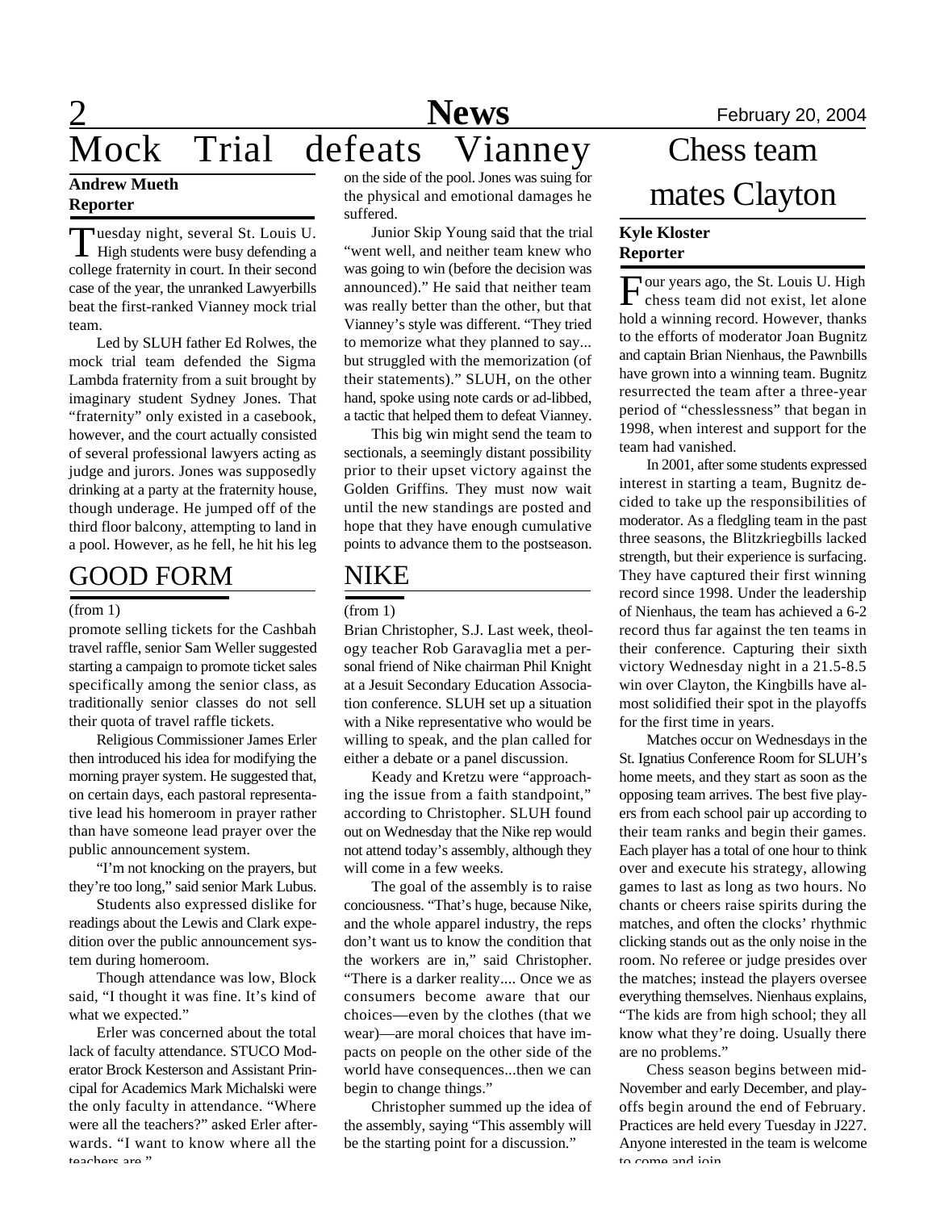# Mock Trial defeats Vianney

**Andrew Mueth**
**Reporter**

Tuesday night, several St. Louis U. High students were busy defending a college fraternity in court. In their second case of the year, the unranked Lawyerbills beat the first-ranked Vianney mock trial team.

Led by SLUH father Ed Rolwes, the mock trial team defended the Sigma Lambda fraternity from a suit brought by imaginary student Sydney Jones. That "fraternity" only existed in a casebook, however, and the court actually consisted of several professional lawyers acting as judge and jurors. Jones was supposedly drinking at a party at the fraternity house, though underage. He jumped off of the third floor balcony, attempting to land in a pool. However, as he fell, he hit his leg on the side of the pool. Jones was suing for the physical and emotional damages he suffered.

Junior Skip Young said that the trial "went well, and neither team knew who was going to win (before the decision was announced)." He said that neither team was really better than the other, but that Vianney's style was different. "They tried to memorize what they planned to say... but struggled with the memorization (of their statements)." SLUH, on the other hand, spoke using note cards or ad-libbed, a tactic that helped them to defeat Vianney.

This big win might send the team to sectionals, a seemingly distant possibility prior to their upset victory against the Golden Griffins. They must now wait until the new standings are posted and hope that they have enough cumulative points to advance them to the postseason.

## GOOD FORM

(from 1)

promote selling tickets for the Cashbah travel raffle, senior Sam Weller suggested starting a campaign to promote ticket sales specifically among the senior class, as traditionally senior classes do not sell their quota of travel raffle tickets.

Religious Commissioner James Erler then introduced his idea for modifying the morning prayer system. He suggested that, on certain days, each pastoral representative lead his homeroom in prayer rather than have someone lead prayer over the public announcement system.

"I'm not knocking on the prayers, but they're too long," said senior Mark Lubus.

Students also expressed dislike for readings about the Lewis and Clark expedition over the public announcement system during homeroom.

Though attendance was low, Block said, "I thought it was fine. It's kind of what we expected."

Erler was concerned about the total lack of faculty attendance. STUCO Moderator Brock Kesterson and Assistant Principal for Academics Mark Michalski were the only faculty in attendance. "Where were all the teachers?" asked Erler afterwards. "I want to know where all the teachers are."

## NIKE

(from 1)

Brian Christopher, S.J. Last week, theology teacher Rob Garavaglia met a personal friend of Nike chairman Phil Knight at a Jesuit Secondary Education Association conference. SLUH set up a situation with a Nike representative who would be willing to speak, and the plan called for either a debate or a panel discussion.

Keady and Kretzu were "approaching the issue from a faith standpoint," according to Christopher. SLUH found out on Wednesday that the Nike rep would not attend today's assembly, although they will come in a few weeks.

The goal of the assembly is to raise conciousness. "That's huge, because Nike, and the whole apparel industry, the reps don't want us to know the condition that the workers are in," said Christopher. "There is a darker reality.... Once we as consumers become aware that our choices—even by the clothes (that we wear)—are moral choices that have impacts on people on the other side of the world have consequences...then we can begin to change things."

Christopher summed up the idea of the assembly, saying "This assembly will be the starting point for a discussion."

# Chess team mates Clayton

**Kyle Kloster**
**Reporter**

Four years ago, the St. Louis U. High chess team did not exist, let alone hold a winning record. However, thanks to the efforts of moderator Joan Bugnitz and captain Brian Nienhaus, the Pawnbills have grown into a winning team. Bugnitz resurrected the team after a three-year period of "chesslessness" that began in 1998, when interest and support for the team had vanished.

In 2001, after some students expressed interest in starting a team, Bugnitz decided to take up the responsibilities of moderator. As a fledgling team in the past three seasons, the Blitzkriegbills lacked strength, but their experience is surfacing. They have captured their first winning record since 1998. Under the leadership of Nienhaus, the team has achieved a 6-2 record thus far against the ten teams in their conference. Capturing their sixth victory Wednesday night in a 21.5-8.5 win over Clayton, the Kingbills have almost solidified their spot in the playoffs for the first time in years.

Matches occur on Wednesdays in the St. Ignatius Conference Room for SLUH's home meets, and they start as soon as the opposing team arrives. The best five players from each school pair up according to their team ranks and begin their games. Each player has a total of one hour to think over and execute his strategy, allowing games to last as long as two hours. No chants or cheers raise spirits during the matches, and often the clocks' rhythmic clicking stands out as the only noise in the room. No referee or judge presides over the matches; instead the players oversee everything themselves. Nienhaus explains, "The kids are from high school; they all know what they're doing. Usually there are no problems."

Chess season begins between mid-November and early December, and playoffs begin around the end of February. Practices are held every Tuesday in J227. Anyone interested in the team is welcome to come and join.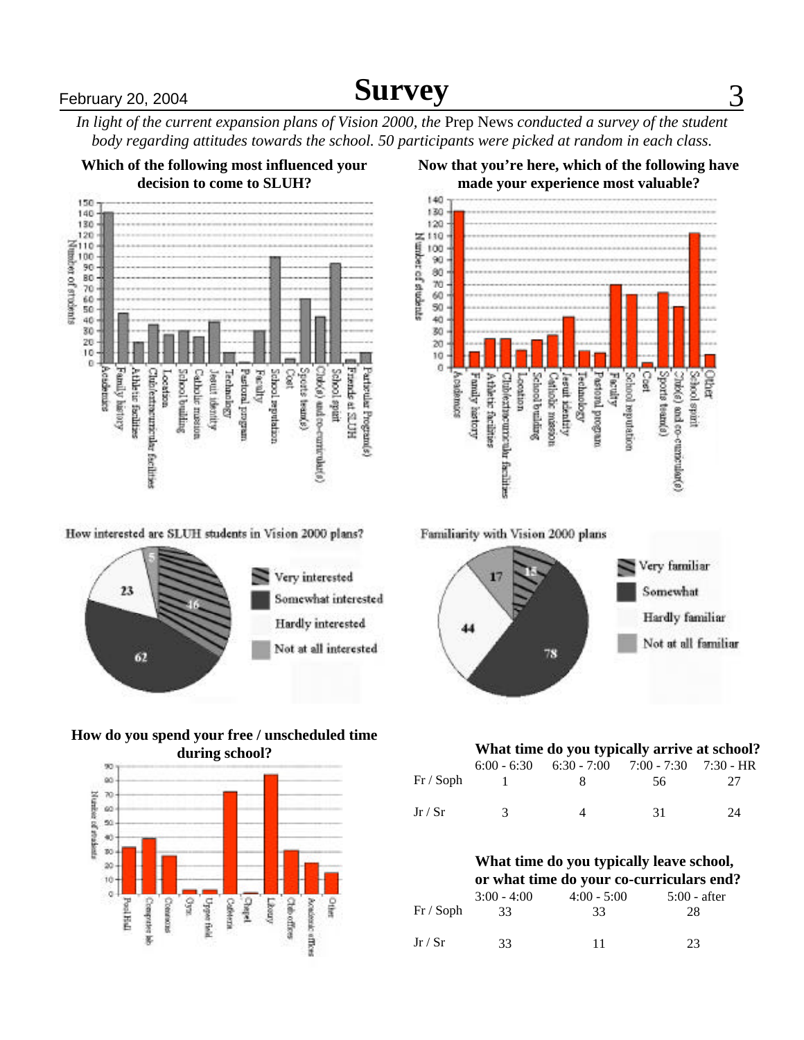# Survey

*In light of the current expansion plans of Vision 2000, the* Prep News *conducted a survey of the student body regarding attitudes towards the school. 50 participants were picked at random in each class.*

**Which of the following most influenced your decision to come to SLUH?**

**Now that you're here, which of the following have made your experience most valuable?**

How interested are SLUH students in Vision 2000 plans?

Familiarity with Vision 2000 plans

**How do you spend your free / unscheduled time during school?**

**What time do you typically arrive at school?**

| | 6:00 - 6:30 | 6:30 - 7:00 | 7:00 - 7:30 | 7:30 - HR |
|---|---|---|---|---|
| Fr / Soph | 1 | 8 | 56 | 27 |
| Jr / Sr | 3 | 4 | 31 | 24 |

**What time do you typically leave school, or what time do your co-curriculars end?**

| | 3:00 - 4:00 | 4:00 - 5:00 | 5:00 - after |
|---|---|---|---|
| Fr / Soph | 33 | 33 | 28 |
| Jr / Sr | 33 | 11 | 23 |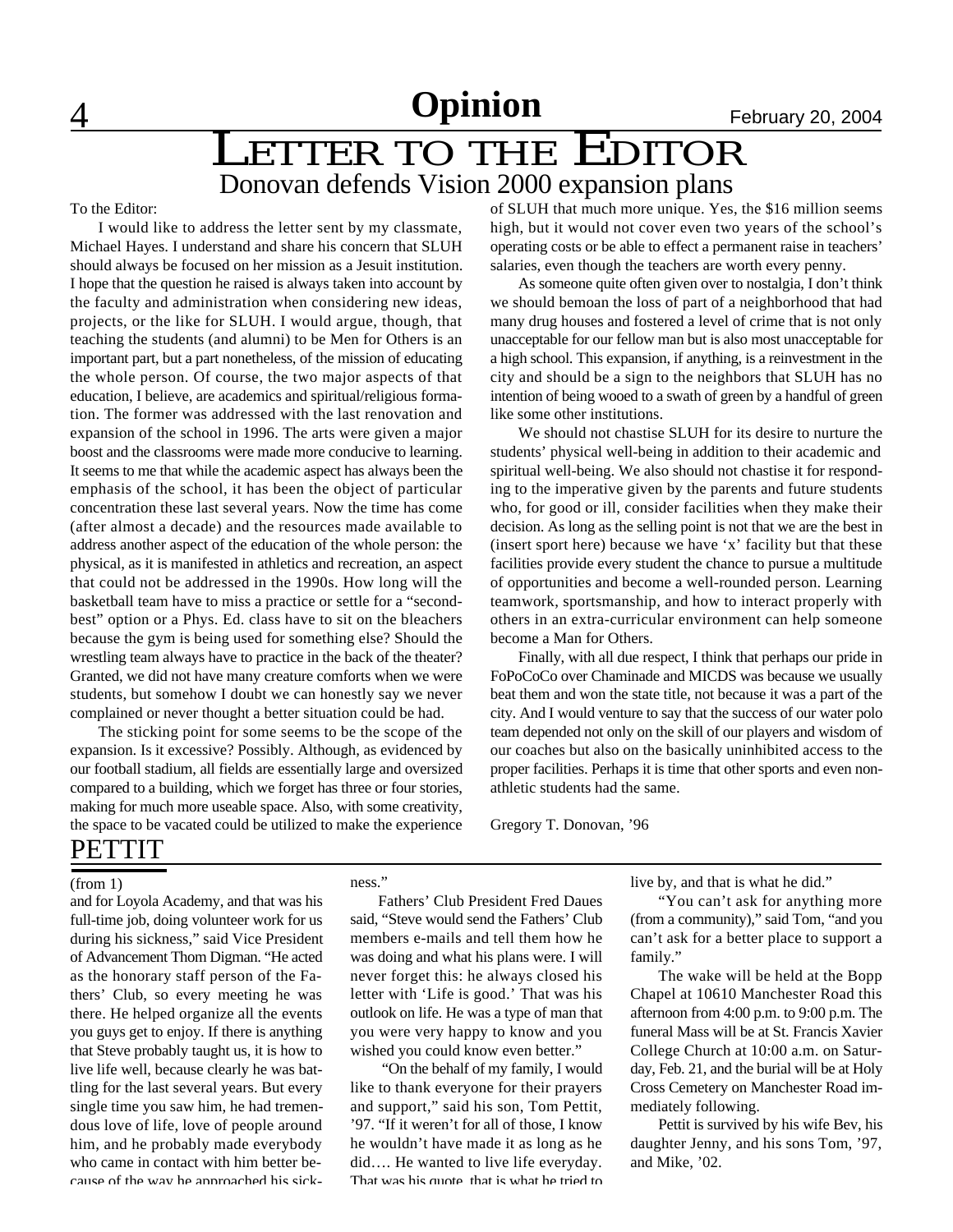# Letter to the Editor

## Donovan defends Vision 2000 expansion plans

To the Editor:

I would like to address the letter sent by my classmate, Michael Hayes. I understand and share his concern that SLUH should always be focused on her mission as a Jesuit institution. I hope that the question he raised is always taken into account by the faculty and administration when considering new ideas, projects, or the like for SLUH. I would argue, though, that teaching the students (and alumni) to be Men for Others is an important part, but a part nonetheless, of the mission of educating the whole person. Of course, the two major aspects of that education, I believe, are academics and spiritual/religious formation. The former was addressed with the last renovation and expansion of the school in 1996. The arts were given a major boost and the classrooms were made more conducive to learning. It seems to me that while the academic aspect has always been the emphasis of the school, it has been the object of particular concentration these last several years. Now the time has come (after almost a decade) and the resources made available to address another aspect of the education of the whole person: the physical, as it is manifested in athletics and recreation, an aspect that could not be addressed in the 1990s. How long will the basketball team have to miss a practice or settle for a "second-best" option or a Phys. Ed. class have to sit on the bleachers because the gym is being used for something else? Should the wrestling team always have to practice in the back of the theater? Granted, we did not have many creature comforts when we were students, but somehow I doubt we can honestly say we never complained or never thought a better situation could be had.

The sticking point for some seems to be the scope of the expansion. Is it excessive? Possibly. Although, as evidenced by our football stadium, all fields are essentially large and oversized compared to a building, which we forget has three or four stories, making for much more useable space. Also, with some creativity, the space to be vacated could be utilized to make the experience of SLUH that much more unique. Yes, the $16 million seems high, but it would not cover even two years of the school's operating costs or be able to effect a permanent raise in teachers' salaries, even though the teachers are worth every penny.

As someone quite often given over to nostalgia, I don't think we should bemoan the loss of part of a neighborhood that had many drug houses and fostered a level of crime that is not only unacceptable for our fellow man but is also most unacceptable for a high school. This expansion, if anything, is a reinvestment in the city and should be a sign to the neighbors that SLUH has no intention of being wooed to a swath of green by a handful of green like some other institutions.

We should not chastise SLUH for its desire to nurture the students' physical well-being in addition to their academic and spiritual well-being. We also should not chastise it for responding to the imperative given by the parents and future students who, for good or ill, consider facilities when they make their decision. As long as the selling point is not that we are the best in (insert sport here) because we have 'x' facility but that these facilities provide every student the chance to pursue a multitude of opportunities and become a well-rounded person. Learning teamwork, sportsmanship, and how to interact properly with others in an extra-curricular environment can help someone become a Man for Others.

Finally, with all due respect, I think that perhaps our pride in FoPoCoCo over Chaminade and MICDS was because we usually beat them and won the state title, not because it was a part of the city. And I would venture to say that the success of our water polo team depended not only on the skill of our players and wisdom of our coaches but also on the basically uninhibited access to the proper facilities. Perhaps it is time that other sports and even non-athletic students had the same.

Gregory T. Donovan, '96

## PETTIT

(from 1)

and for Loyola Academy, and that was his full-time job, doing volunteer work for us during his sickness," said Vice President of Advancement Thom Digman. "He acted as the honorary staff person of the Fathers' Club, so every meeting he was there. He helped organize all the events you guys get to enjoy. If there is anything that Steve probably taught us, it is how to live life well, because clearly he was battling for the last several years. But every single time you saw him, he had tremendous love of life, love of people around him, and he probably made everybody who came in contact with him better because of the way he approached his sickness."

Fathers' Club President Fred Daues said, "Steve would send the Fathers' Club members e-mails and tell them how he was doing and what his plans were. I will never forget this: he always closed his letter with 'Life is good.' That was his outlook on life. He was a type of man that you were very happy to know and you wished you could know even better."

"On the behalf of my family, I would like to thank everyone for their prayers and support," said his son, Tom Pettit, '97. "If it weren't for all of those, I know he wouldn't have made it as long as he did…. He wanted to live life everyday. That was his quote, that is what he tried to live by, and that is what he did."

"You can't ask for anything more (from a community)," said Tom, "and you can't ask for a better place to support a family."

The wake will be held at the Bopp Chapel at 10610 Manchester Road this afternoon from 4:00 p.m. to 9:00 p.m. The funeral Mass will be at St. Francis Xavier College Church at 10:00 a.m. on Saturday, Feb. 21, and the burial will be at Holy Cross Cemetery on Manchester Road immediately following.

Pettit is survived by his wife Bev, his daughter Jenny, and his sons Tom, '97, and Mike, '02.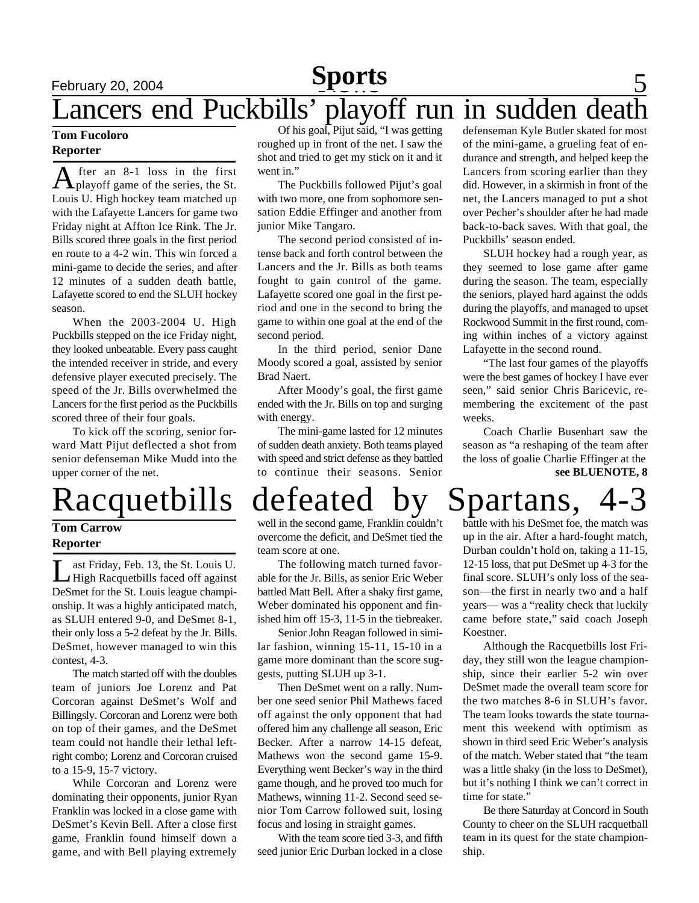# Lancers end Puckbills' playoff run in sudden death

**Tom Fucoloro**
**Reporter**

After an 8-1 loss in the first playoff game of the series, the St. Louis U. High hockey team matched up with the Lafayette Lancers for game two Friday night at Affton Ice Rink. The Jr. Bills scored three goals in the first period en route to a 4-2 win. This win forced a mini-game to decide the series, and after 12 minutes of a sudden death battle, Lafayette scored to end the SLUH hockey season.

When the 2003-2004 U. High Puckbills stepped on the ice Friday night, they looked unbeatable. Every pass caught the intended receiver in stride, and every defensive player executed precisely. The speed of the Jr. Bills overwhelmed the Lancers for the first period as the Puckbills scored three of their four goals.

To kick off the scoring, senior forward Matt Pijut deflected a shot from senior defenseman Mike Mudd into the upper corner of the net.

Of his goal, Pijut said, "I was getting roughed up in front of the net. I saw the shot and tried to get my stick on it and it went in."

The Puckbills followed Pijut's goal with two more, one from sophomore sensation Eddie Effinger and another from junior Mike Tangaro.

The second period consisted of intense back and forth control between the Lancers and the Jr. Bills as both teams fought to gain control of the game. Lafayette scored one goal in the first period and one in the second to bring the game to within one goal at the end of the second period.

In the third period, senior Dane Moody scored a goal, assisted by senior Brad Naert.

After Moody's goal, the first game ended with the Jr. Bills on top and surging with energy.

The mini-game lasted for 12 minutes of sudden death anxiety. Both teams played with speed and strict defense as they battled to continue their seasons. Senior defenseman Kyle Butler skated for most of the mini-game, a grueling feat of endurance and strength, and helped keep the Lancers from scoring earlier than they did. However, in a skirmish in front of the net, the Lancers managed to put a shot over Pecher's shoulder after he had made back-to-back saves. With that goal, the Puckbills' season ended.

SLUH hockey had a rough year, as they seemed to lose game after game during the season. The team, especially the seniors, played hard against the odds during the playoffs, and managed to upset Rockwood Summit in the first round, coming within inches of a victory against Lafayette in the second round.

"The last four games of the playoffs were the best games of hockey I have ever seen," said senior Chris Baricevic, remembering the excitement of the past weeks.

Coach Charlie Busenhart saw the season as "a reshaping of the team after the loss of goalie Charlie Effinger at the

**see BLUENOTE, 8**

# Racquetbills defeated by Spartans, 4-3

**Tom Carrow**
**Reporter**

Last Friday, Feb. 13, the St. Louis U. High Racquetbills faced off against DeSmet for the St. Louis league championship. It was a highly anticipated match, as SLUH entered 9-0, and DeSmet 8-1, their only loss a 5-2 defeat by the Jr. Bills. DeSmet, however managed to win this contest, 4-3.

The match started off with the doubles team of juniors Joe Lorenz and Pat Corcoran against DeSmet's Wolf and Billingsly. Corcoran and Lorenz were both on top of their games, and the DeSmet team could not handle their lethal left-right combo; Lorenz and Corcoran cruised to a 15-9, 15-7 victory.

While Corcoran and Lorenz were dominating their opponents, junior Ryan Franklin was locked in a close game with DeSmet's Kevin Bell. After a close first game, Franklin found himself down a game, and with Bell playing extremely well in the second game, Franklin couldn't overcome the deficit, and DeSmet tied the team score at one.

The following match turned favorable for the Jr. Bills, as senior Eric Weber battled Matt Bell. After a shaky first game, Weber dominated his opponent and finished him off 15-3, 11-5 in the tiebreaker.

Senior John Reagan followed in similar fashion, winning 15-11, 15-10 in a game more dominant than the score suggests, putting SLUH up 3-1.

Then DeSmet went on a rally. Number one seed senior Phil Mathews faced off against the only opponent that had offered him any challenge all season, Eric Becker. After a narrow 14-15 defeat, Mathews won the second game 15-9. Everything went Becker's way in the third game though, and he proved too much for Mathews, winning 11-2. Second seed senior Tom Carrow followed suit, losing focus and losing in straight games.

With the team score tied 3-3, and fifth seed junior Eric Durban locked in a close battle with his DeSmet foe, the match was up in the air. After a hard-fought match, Durban couldn't hold on, taking a 11-15, 12-15 loss, that put DeSmet up 4-3 for the final score. SLUH's only loss of the season—the first in nearly two and a half years— was a "reality check that luckily came before state," said coach Joseph Koestner.

Although the Racquetbills lost Friday, they still won the league championship, since their earlier 5-2 win over DeSmet made the overall team score for the two matches 8-6 in SLUH's favor. The team looks towards the state tournament this weekend with optimism as shown in third seed Eric Weber's analysis of the match. Weber stated that "the team was a little shaky (in the loss to DeSmet), but it's nothing I think we can't correct in time for state."

Be there Saturday at Concord in South County to cheer on the SLUH racquetball team in its quest for the state championship.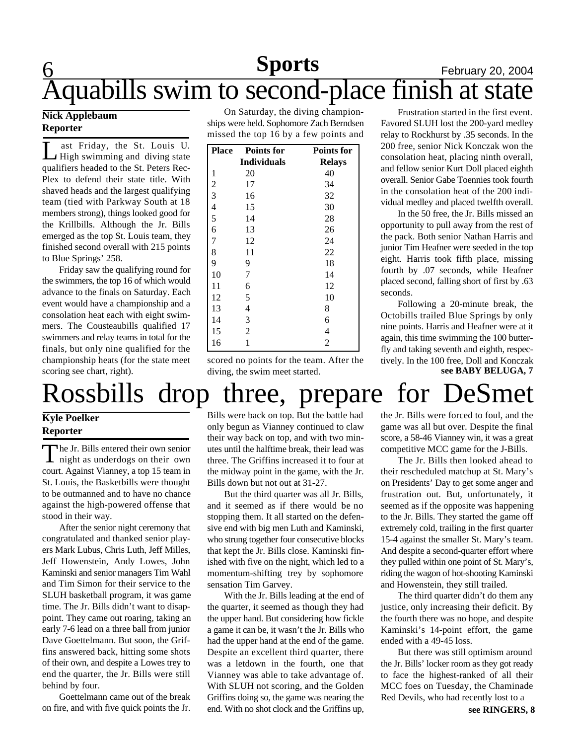# Aquabills swim to second-place finish at state

**Nick Applebaum**
**Reporter**

Last Friday, the St. Louis U. High swimming and diving state qualifiers headed to the St. Peters Rec-Plex to defend their state title. With shaved heads and the largest qualifying team (tied with Parkway South at 18 members strong), things looked good for the Krillbills. Although the Jr. Bills emerged as the top St. Louis team, they finished second overall with 215 points to Blue Springs' 258.

Friday saw the qualifying round for the swimmers, the top 16 of which would advance to the finals on Saturday. Each event would have a championship and a consolation heat each with eight swimmers. The Cousteaubills qualified 17 swimmers and relay teams in total for the finals, but only nine qualified for the championship heats (for the state meet scoring see chart, right).

On Saturday, the diving championships were held. Sophomore Zach Berndsen missed the top 16 by a few points and scored no points for the team. After the diving, the swim meet started.

| Place | Points for Individuals | Points for Relays |
|---|---|---|
| 1 | 20 | 40 |
| 2 | 17 | 34 |
| 3 | 16 | 32 |
| 4 | 15 | 30 |
| 5 | 14 | 28 |
| 6 | 13 | 26 |
| 7 | 12 | 24 |
| 8 | 11 | 22 |
| 9 | 9 | 18 |
| 10 | 7 | 14 |
| 11 | 6 | 12 |
| 12 | 5 | 10 |
| 13 | 4 | 8 |
| 14 | 3 | 6 |
| 15 | 2 | 4 |
| 16 | 1 | 2 |

Frustration started in the first event. Favored SLUH lost the 200-yard medley relay to Rockhurst by .35 seconds. In the 200 free, senior Nick Konczak won the consolation heat, placing ninth overall, and fellow senior Kurt Doll placed eighth overall. Senior Gabe Toennies took fourth in the consolation heat of the 200 individual medley and placed twelfth overall.

In the 50 free, the Jr. Bills missed an opportunity to pull away from the rest of the pack. Both senior Nathan Harris and junior Tim Heafner were seeded in the top eight. Harris took fifth place, missing fourth by .07 seconds, while Heafner placed second, falling short of first by .63 seconds.

Following a 20-minute break, the Octobills trailed Blue Springs by only nine points. Harris and Heafner were at it again, this time swimming the 100 butterfly and taking seventh and eighth, respectively. In the 100 free, Doll and Konczak

**see BABY BELUGA, 7**

# Rossbills drop three, prepare for DeSmet

**Kyle Poelker**
**Reporter**

The Jr. Bills entered their own senior night as underdogs on their own court. Against Vianney, a top 15 team in St. Louis, the Basketbills were thought to be outmanned and to have no chance against the high-powered offense that stood in their way.

After the senior night ceremony that congratulated and thanked senior players Mark Lubus, Chris Luth, Jeff Milles, Jeff Howenstein, Andy Lowes, John Kaminski and senior managers Tim Wahl and Tim Simon for their service to the SLUH basketball program, it was game time. The Jr. Bills didn't want to disappoint. They came out roaring, taking an early 7-6 lead on a three ball from junior Dave Goettelmann. But soon, the Griffins answered back, hitting some shots of their own, and despite a Lowes trey to end the quarter, the Jr. Bills were still behind by four.

Goettelmann came out of the break on fire, and with five quick points the Jr. Bills were back on top. But the battle had only begun as Vianney continued to claw their way back on top, and with two minutes until the halftime break, their lead was three. The Griffins increased it to four at the midway point in the game, with the Jr. Bills down but not out at 31-27.

But the third quarter was all Jr. Bills, and it seemed as if there would be no stopping them. It all started on the defensive end with big men Luth and Kaminski, who strung together four consecutive blocks that kept the Jr. Bills close. Kaminski finished with five on the night, which led to a momentum-shifting trey by sophomore sensation Tim Garvey.

With the Jr. Bills leading at the end of the quarter, it seemed as though they had the upper hand. But considering how fickle a game it can be, it wasn't the Jr. Bills who had the upper hand at the end of the game. Despite an excellent third quarter, there was a letdown in the fourth, one that Vianney was able to take advantage of. With SLUH not scoring, and the Golden Griffins doing so, the game was nearing the end. With no shot clock and the Griffins up, the Jr. Bills were forced to foul, and the game was all but over. Despite the final score, a 58-46 Vianney win, it was a great competitive MCC game for the J-Bills.

The Jr. Bills then looked ahead to their rescheduled matchup at St. Mary's on Presidents' Day to get some anger and frustration out. But, unfortunately, it seemed as if the opposite was happening to the Jr. Bills. They started the game off extremely cold, trailing in the first quarter 15-4 against the smaller St. Mary's team. And despite a second-quarter effort where they pulled within one point of St. Mary's, riding the wagon of hot-shooting Kaminski and Howenstein, they still trailed.

The third quarter didn't do them any justice, only increasing their deficit. By the fourth there was no hope, and despite Kaminski's 14-point effort, the game ended with a 49-45 loss.

But there was still optimism around the Jr. Bills' locker room as they got ready to face the highest-ranked of all their MCC foes on Tuesday, the Chaminade Red Devils, who had recently lost to a

**see RINGERS, 8**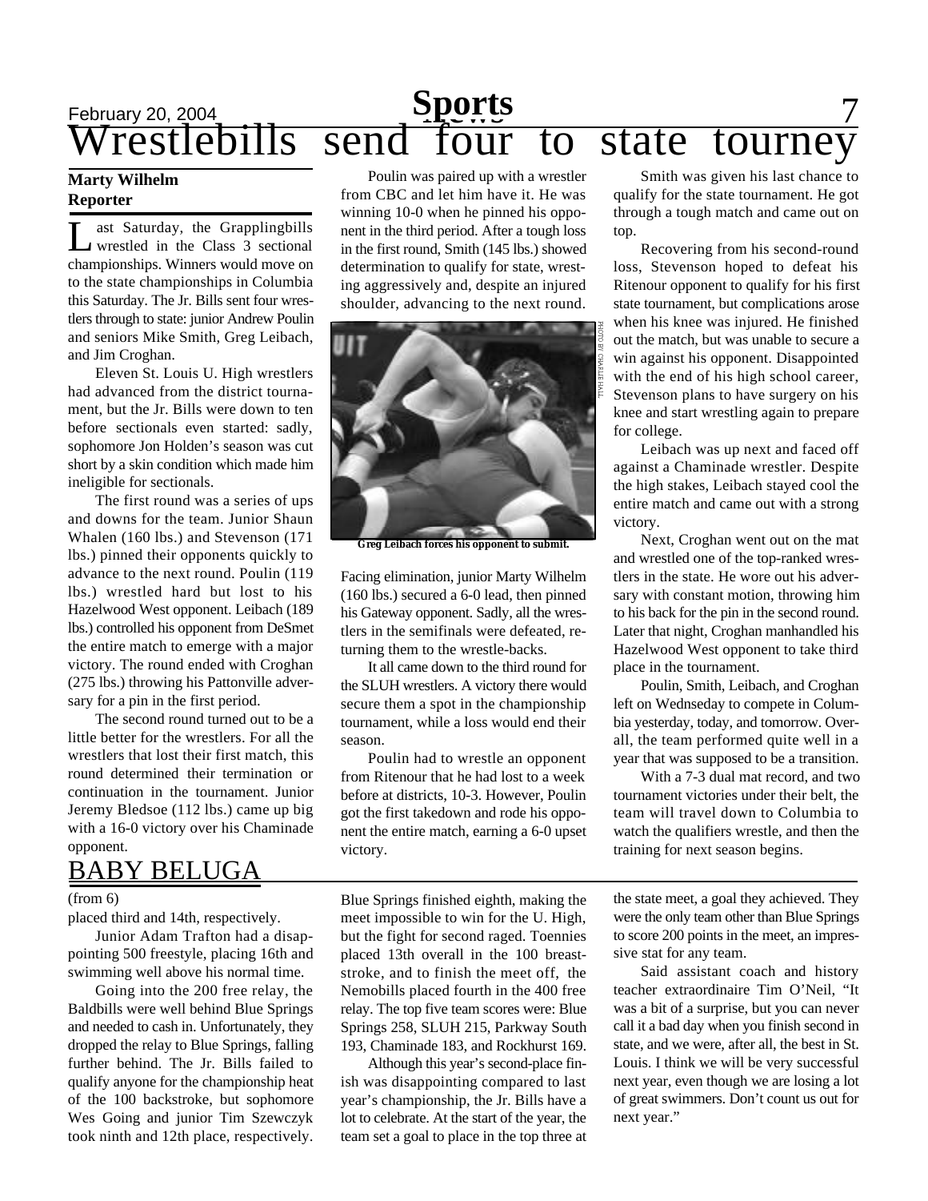# Wrestlebills send four to state tourney

**Marty Wilhelm**
**Reporter**

Last Saturday, the Grapplingbills wrestled in the Class 3 sectional championships. Winners would move on to the state championships in Columbia this Saturday. The Jr. Bills sent four wrestlers through to state: junior Andrew Poulin and seniors Mike Smith, Greg Leibach, and Jim Croghan.

Eleven St. Louis U. High wrestlers had advanced from the district tournament, but the Jr. Bills were down to ten before sectionals even started: sadly, sophomore Jon Holden's season was cut short by a skin condition which made him ineligible for sectionals.

The first round was a series of ups and downs for the team. Junior Shaun Whalen (160 lbs.) and Stevenson (171 lbs.) pinned their opponents quickly to advance to the next round. Poulin (119 lbs.) wrestled hard but lost to his Hazelwood West opponent. Leibach (189 lbs.) controlled his opponent from DeSmet the entire match to emerge with a major victory. The round ended with Croghan (275 lbs.) throwing his Pattonville adversary for a pin in the first period.

The second round turned out to be a little better for the wrestlers. For all the wrestlers that lost their first match, this round determined their termination or continuation in the tournament. Junior Jeremy Bledsoe (112 lbs.) came up big with a 16-0 victory over his Chaminade opponent.

Poulin was paired up with a wrestler from CBC and let him have it. He was winning 10-0 when he pinned his opponent in the third period. After a tough loss in the first round, Smith (145 lbs.) showed determination to qualify for state, wrestling aggressively and, despite an injured shoulder, advancing to the next round.

PHOTO BY CHARLIE HALL

Greg Leibach forces his opponent to submit.

Facing elimination, junior Marty Wilhelm (160 lbs.) secured a 6-0 lead, then pinned his Gateway opponent. Sadly, all the wrestlers in the semifinals were defeated, returning them to the wrestle-backs.

It all came down to the third round for the SLUH wrestlers. A victory there would secure them a spot in the championship tournament, while a loss would end their season.

Poulin had to wrestle an opponent from Ritenour that he had lost to a week before at districts, 10-3. However, Poulin got the first takedown and rode his opponent the entire match, earning a 6-0 upset victory.

Smith was given his last chance to qualify for the state tournament. He got through a tough match and came out on top.

Recovering from his second-round loss, Stevenson hoped to defeat his Ritenour opponent to qualify for his first state tournament, but complications arose when his knee was injured. He finished out the match, but was unable to secure a win against his opponent. Disappointed with the end of his high school career, Stevenson plans to have surgery on his knee and start wrestling again to prepare for college.

Leibach was up next and faced off against a Chaminade wrestler. Despite the high stakes, Leibach stayed cool the entire match and came out with a strong victory.

Next, Croghan went out on the mat and wrestled one of the top-ranked wrestlers in the state. He wore out his adversary with constant motion, throwing him to his back for the pin in the second round. Later that night, Croghan manhandled his Hazelwood West opponent to take third place in the tournament.

Poulin, Smith, Leibach, and Croghan left on Wednseday to compete in Columbia yesterday, today, and tomorrow. Overall, the team performed quite well in a year that was supposed to be a transition.

With a 7-3 dual mat record, and two tournament victories under their belt, the team will travel down to Columbia to watch the qualifiers wrestle, and then the training for next season begins.

## BABY BELUGA

(from 6)

placed third and 14th, respectively.

Junior Adam Trafton had a disappointing 500 freestyle, placing 16th and swimming well above his normal time.

Going into the 200 free relay, the Baldbills were well behind Blue Springs and needed to cash in. Unfortunately, they dropped the relay to Blue Springs, falling further behind. The Jr. Bills failed to qualify anyone for the championship heat of the 100 backstroke, but sophomore Wes Going and junior Tim Szewczyk took ninth and 12th place, respectively.

Blue Springs finished eighth, making the meet impossible to win for the U. High, but the fight for second raged. Toennies placed 13th overall in the 100 breaststroke, and to finish the meet off, the Nemobills placed fourth in the 400 free relay. The top five team scores were: Blue Springs 258, SLUH 215, Parkway South 193, Chaminade 183, and Rockhurst 169.

Although this year's second-place finish was disappointing compared to last year's championship, the Jr. Bills have a lot to celebrate. At the start of the year, the team set a goal to place in the top three at the state meet, a goal they achieved. They were the only team other than Blue Springs to score 200 points in the meet, an impressive stat for any team.

Said assistant coach and history teacher extraordinaire Tim O'Neil, "It was a bit of a surprise, but you can never call it a bad day when you finish second in state, and we were, after all, the best in St. Louis. I think we will be very successful next year, even though we are losing a lot of great swimmers. Don't count us out for next year."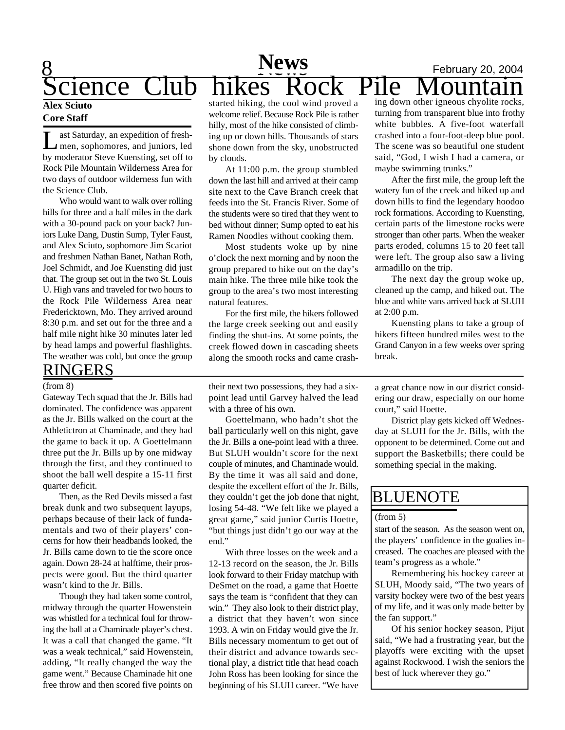# Science Club hikes Rock Pile Mountain

**Alex Sciuto**
**Core Staff**

Last Saturday, an expedition of freshmen, sophomores, and juniors, led by moderator Steve Kuensting, set off to Rock Pile Mountain Wilderness Area for two days of outdoor wilderness fun with the Science Club.

Who would want to walk over rolling hills for three and a half miles in the dark with a 30-pound pack on your back? Juniors Luke Dang, Dustin Sump, Tyler Faust, and Alex Sciuto, sophomore Jim Scariot and freshmen Nathan Banet, Nathan Roth, Joel Schmidt, and Joe Kuensting did just that. The group set out in the two St. Louis U. High vans and traveled for two hours to the Rock Pile Wilderness Area near Fredericktown, Mo. They arrived around 8:30 p.m. and set out for the three and a half mile night hike 30 minutes later led by head lamps and powerful flashlights. The weather was cold, but once the group started hiking, the cool wind proved a welcome relief. Because Rock Pile is rather hilly, most of the hike consisted of climbing up or down hills. Thousands of stars shone down from the sky, unobstructed by clouds.

At 11:00 p.m. the group stumbled down the last hill and arrived at their camp site next to the Cave Branch creek that feeds into the St. Francis River. Some of the students were so tired that they went to bed without dinner; Sump opted to eat his Ramen Noodles without cooking them.

Most students woke up by nine o'clock the next morning and by noon the group prepared to hike out on the day's main hike. The three mile hike took the group to the area's two most interesting natural features.

For the first mile, the hikers followed the large creek seeking out and easily finding the shut-ins. At some points, the creek flowed down in cascading sheets along the smooth rocks and came crashing down other igneous chyolite rocks, turning from transparent blue into frothy white bubbles. A five-foot waterfall crashed into a four-foot-deep blue pool. The scene was so beautiful one student said, "God, I wish I had a camera, or maybe swimming trunks."

After the first mile, the group left the watery fun of the creek and hiked up and down hills to find the legendary hoodoo rock formations. According to Kuensting, certain parts of the limestone rocks were stronger than other parts. When the weaker parts eroded, columns 15 to 20 feet tall were left. The group also saw a living armadillo on the trip.

The next day the group woke up, cleaned up the camp, and hiked out. The blue and white vans arrived back at SLUH at 2:00 p.m.

Kuensting plans to take a group of hikers fifteen hundred miles west to the Grand Canyon in a few weeks over spring break.

## RINGERS

(from 8)

Gateway Tech squad that the Jr. Bills had dominated. The confidence was apparent as the Jr. Bills walked on the court at the Athletictron at Chaminade, and they had the game to back it up. A Goettelmann three put the Jr. Bills up by one midway through the first, and they continued to shoot the ball well despite a 15-11 first quarter deficit.

Then, as the Red Devils missed a fast break dunk and two subsequent layups, perhaps because of their lack of fundamentals and two of their players' concerns for how their headbands looked, the Jr. Bills came down to tie the score once again. Down 28-24 at halftime, their prospects were good. But the third quarter wasn't kind to the Jr. Bills.

Though they had taken some control, midway through the quarter Howenstein was whistled for a technical foul for throwing the ball at a Chaminade player's chest. It was a call that changed the game. "It was a weak technical," said Howenstein, adding, "It really changed the way the game went." Because Chaminade hit one free throw and then scored five points on their next two possessions, they had a six-point lead until Garvey halved the lead with a three of his own.

Goettelmann, who hadn't shot the ball particularly well on this night, gave the Jr. Bills a one-point lead with a three. But SLUH wouldn't score for the next couple of minutes, and Chaminade would. By the time it was all said and done, despite the excellent effort of the Jr. Bills, they couldn't get the job done that night, losing 54-48. "We felt like we played a great game," said junior Curtis Hoette, "but things just didn't go our way at the end."

With three losses on the week and a 12-13 record on the season, the Jr. Bills look forward to their Friday matchup with DeSmet on the road, a game that Hoette says the team is "confident that they can win." They also look to their district play, a district that they haven't won since 1993. A win on Friday would give the Jr. Bills necessary momentum to get out of their district and advance towards sectional play, a district title that head coach John Ross has been looking for since the beginning of his SLUH career. "We have a great chance now in our district considering our draw, especially on our home court," said Hoette.

District play gets kicked off Wednesday at SLUH for the Jr. Bills, with the opponent to be determined. Come out and support the Basketbills; there could be something special in the making.

## BLUENOTE

(from 5)

start of the season. As the season went on, the players' confidence in the goalies increased. The coaches are pleased with the team's progress as a whole."

Remembering his hockey career at SLUH, Moody said, "The two years of varsity hockey were two of the best years of my life, and it was only made better by the fan support."

Of his senior hockey season, Pijut said, "We had a frustrating year, but the playoffs were exciting with the upset against Rockwood. I wish the seniors the best of luck wherever they go."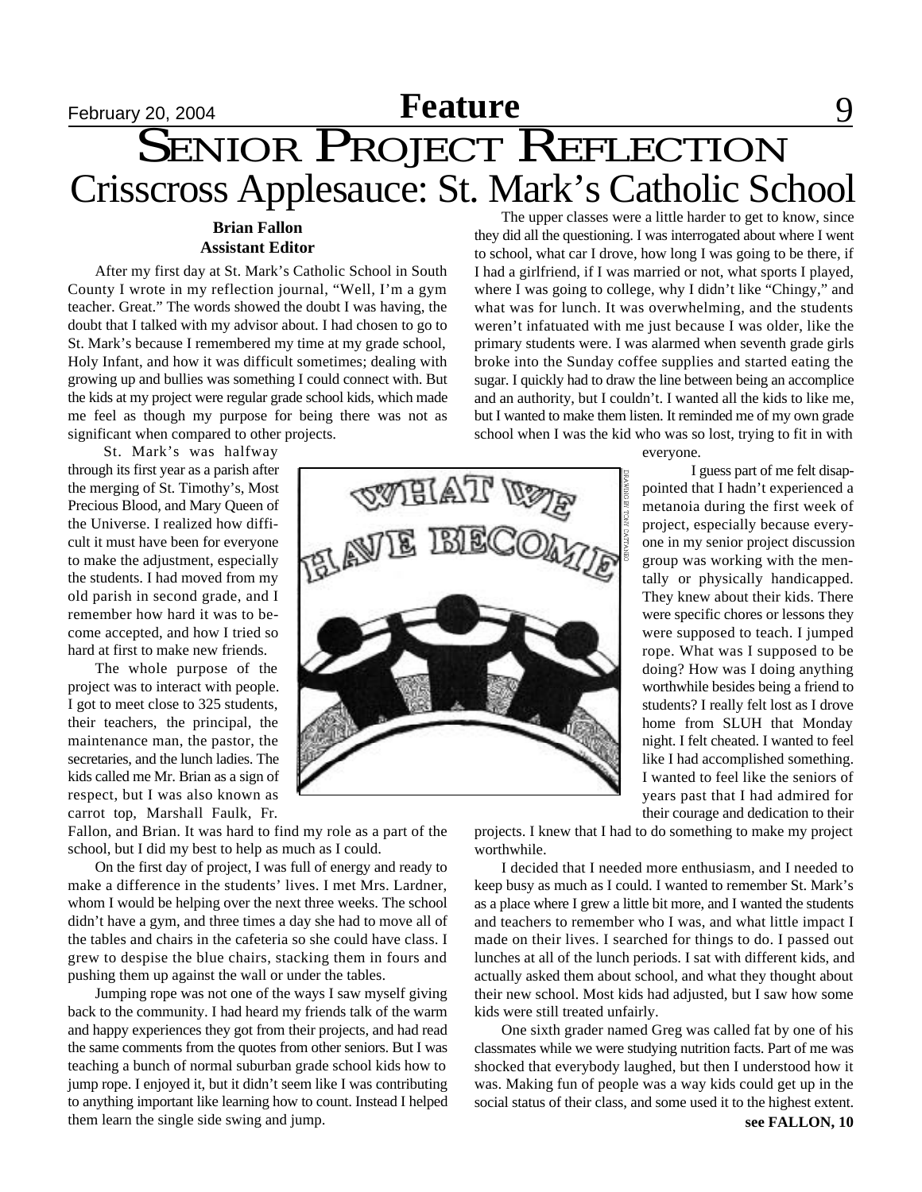# SENIOR PROJECT REFLECTION

## Crisscross Applesauce: St. Mark's Catholic School

**Brian Fallon**
**Assistant Editor**

After my first day at St. Mark's Catholic School in South County I wrote in my reflection journal, "Well, I'm a gym teacher. Great." The words showed the doubt I was having, the doubt that I talked with my advisor about. I had chosen to go to St. Mark's because I remembered my time at my grade school, Holy Infant, and how it was difficult sometimes; dealing with growing up and bullies was something I could connect with. But the kids at my project were regular grade school kids, which made me feel as though my purpose for being there was not as significant when compared to other projects.

St. Mark's was halfway through its first year as a parish after the merging of St. Timothy's, Most Precious Blood, and Mary Queen of the Universe. I realized how difficult it must have been for everyone to make the adjustment, especially the students. I had moved from my old parish in second grade, and I remember how hard it was to become accepted, and how I tried so hard at first to make new friends.

The whole purpose of the project was to interact with people. I got to meet close to 325 students, their teachers, the principal, the maintenance man, the pastor, the secretaries, and the lunch ladies. The kids called me Mr. Brian as a sign of respect, but I was also known as carrot top, Marshall Faulk, Fr. Fallon, and Brian. It was hard to find my role as a part of the school, but I did my best to help as much as I could.

On the first day of project, I was full of energy and ready to make a difference in the students' lives. I met Mrs. Lardner, whom I would be helping over the next three weeks. The school didn't have a gym, and three times a day she had to move all of the tables and chairs in the cafeteria so she could have class. I grew to despise the blue chairs, stacking them in fours and pushing them up against the wall or under the tables.

Jumping rope was not one of the ways I saw myself giving back to the community. I had heard my friends talk of the warm and happy experiences they got from their projects, and had read the same comments from the quotes from other seniors. But I was teaching a bunch of normal suburban grade school kids how to jump rope. I enjoyed it, but it didn't seem like I was contributing to anything important like learning how to count. Instead I helped them learn the single side swing and jump.

The upper classes were a little harder to get to know, since they did all the questioning. I was interrogated about where I went to school, what car I drove, how long I was going to be there, if I had a girlfriend, if I was married or not, what sports I played, where I was going to college, why I didn't like "Chingy," and what was for lunch. It was overwhelming, and the students weren't infatuated with me just because I was older, like the primary students were. I was alarmed when seventh grade girls broke into the Sunday coffee supplies and started eating the sugar. I quickly had to draw the line between being an accomplice and an authority, but I couldn't. I wanted all the kids to like me, but I wanted to make them listen. It reminded me of my own grade school when I was the kid who was so lost, trying to fit in with everyone.

WHAT WE HAVE BECOME

DRAWING BY TONY CATTANEO

I guess part of me felt disappointed that I hadn't experienced a metanoia during the first week of project, especially because everyone in my senior project discussion group was working with the mentally or physically handicapped. They knew about their kids. There were specific chores or lessons they were supposed to teach. I jumped rope. What was I supposed to be doing? How was I doing anything worthwhile besides being a friend to students? I really felt lost as I drove home from SLUH that Monday night. I felt cheated. I wanted to feel like I had accomplished something. I wanted to feel like the seniors of years past that I had admired for their courage and dedication to their projects. I knew that I had to do something to make my project worthwhile.

I decided that I needed more enthusiasm, and I needed to keep busy as much as I could. I wanted to remember St. Mark's as a place where I grew a little bit more, and I wanted the students and teachers to remember who I was, and what little impact I made on their lives. I searched for things to do. I passed out lunches at all of the lunch periods. I sat with different kids, and actually asked them about school, and what they thought about their new school. Most kids had adjusted, but I saw how some kids were still treated unfairly.

One sixth grader named Greg was called fat by one of his classmates while we were studying nutrition facts. Part of me was shocked that everybody laughed, but then I understood how it was. Making fun of people was a way kids could get up in the social status of their class, and some used it to the highest extent.

**see FALLON, 10**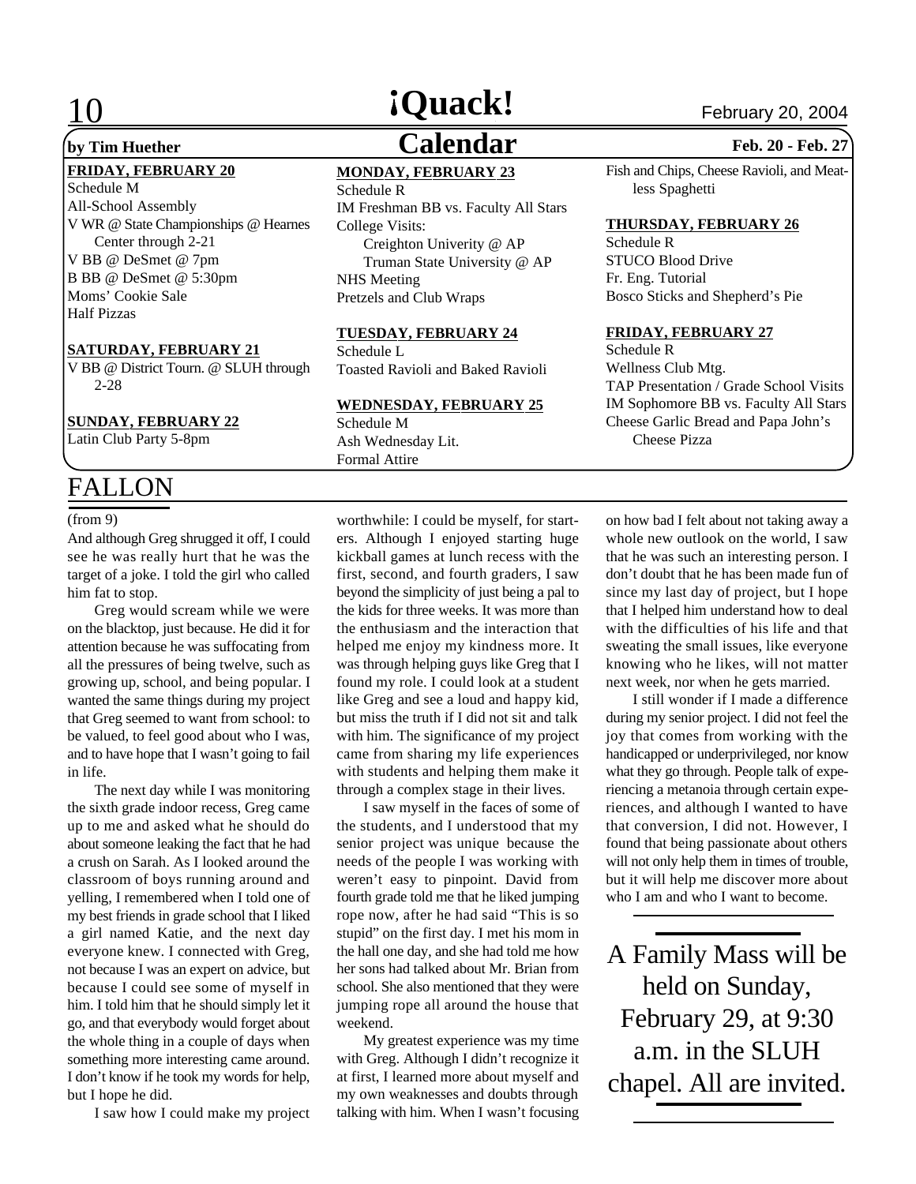# Calendar

**by Tim Huether** — **Feb. 20 - Feb. 27**

**FRIDAY, FEBRUARY 20**
Schedule M
All-School Assembly
V WR @ State Championships @ Hearnes Center through 2-21
V BB @ DeSmet @ 7pm
B BB @ DeSmet @ 5:30pm
Moms' Cookie Sale
Half Pizzas

**SATURDAY, FEBRUARY 21**
V BB @ District Tourn. @ SLUH through 2-28

**SUNDAY, FEBRUARY 22**
Latin Club Party 5-8pm

**MONDAY, FEBRUARY 23**
Schedule R
IM Freshman BB vs. Faculty All Stars
College Visits:
Creighton Univerity @ AP
Truman State University @ AP
NHS Meeting
Pretzels and Club Wraps

**TUESDAY, FEBRUARY 24**
Schedule L
Toasted Ravioli and Baked Ravioli

**WEDNESDAY, FEBRUARY 25**
Schedule M
Ash Wednesday Lit.
Formal Attire
Fish and Chips, Cheese Ravioli, and Meatless Spaghetti

**THURSDAY, FEBRUARY 26**
Schedule R
STUCO Blood Drive
Fr. Eng. Tutorial
Bosco Sticks and Shepherd's Pie

**FRIDAY, FEBRUARY 27**
Schedule R
Wellness Club Mtg.
TAP Presentation / Grade School Visits
IM Sophomore BB vs. Faculty All Stars
Cheese Garlic Bread and Papa John's Cheese Pizza

## FALLON

(from 9)

And although Greg shrugged it off, I could see he was really hurt that he was the target of a joke. I told the girl who called him fat to stop.

Greg would scream while we were on the blacktop, just because. He did it for attention because he was suffocating from all the pressures of being twelve, such as growing up, school, and being popular. I wanted the same things during my project that Greg seemed to want from school: to be valued, to feel good about who I was, and to have hope that I wasn't going to fail in life.

The next day while I was monitoring the sixth grade indoor recess, Greg came up to me and asked what he should do about someone leaking the fact that he had a crush on Sarah. As I looked around the classroom of boys running around and yelling, I remembered when I told one of my best friends in grade school that I liked a girl named Katie, and the next day everyone knew. I connected with Greg, not because I was an expert on advice, but because I could see some of myself in him. I told him that he should simply let it go, and that everybody would forget about the whole thing in a couple of days when something more interesting came around. I don't know if he took my words for help, but I hope he did.

I saw how I could make my project worthwhile: I could be myself, for starters. Although I enjoyed starting huge kickball games at lunch recess with the first, second, and fourth graders, I saw beyond the simplicity of just being a pal to the kids for three weeks. It was more than the enthusiasm and the interaction that helped me enjoy my kindness more. It was through helping guys like Greg that I found my role. I could look at a student like Greg and see a loud and happy kid, but miss the truth if I did not sit and talk with him. The significance of my project came from sharing my life experiences with students and helping them make it through a complex stage in their lives.

I saw myself in the faces of some of the students, and I understood that my senior project was unique because the needs of the people I was working with weren't easy to pinpoint. David from fourth grade told me that he liked jumping rope now, after he had said "This is so stupid" on the first day. I met his mom in the hall one day, and she had told me how her sons had talked about Mr. Brian from school. She also mentioned that they were jumping rope all around the house that weekend.

My greatest experience was my time with Greg. Although I didn't recognize it at first, I learned more about myself and my own weaknesses and doubts through talking with him. When I wasn't focusing on how bad I felt about not taking away a whole new outlook on the world, I saw that he was such an interesting person. I don't doubt that he has been made fun of since my last day of project, but I hope that I helped him understand how to deal with the difficulties of his life and that sweating the small issues, like everyone knowing who he likes, will not matter next week, nor when he gets married.

I still wonder if I made a difference during my senior project. I did not feel the joy that comes from working with the handicapped or underprivileged, nor know what they go through. People talk of experiencing a metanoia through certain experiences, and although I wanted to have that conversion, I did not. However, I found that being passionate about others will not only help them in times of trouble, but it will help me discover more about who I am and who I want to become.

---

A Family Mass will be held on Sunday, February 29, at 9:30 a.m. in the SLUH chapel. All are invited.